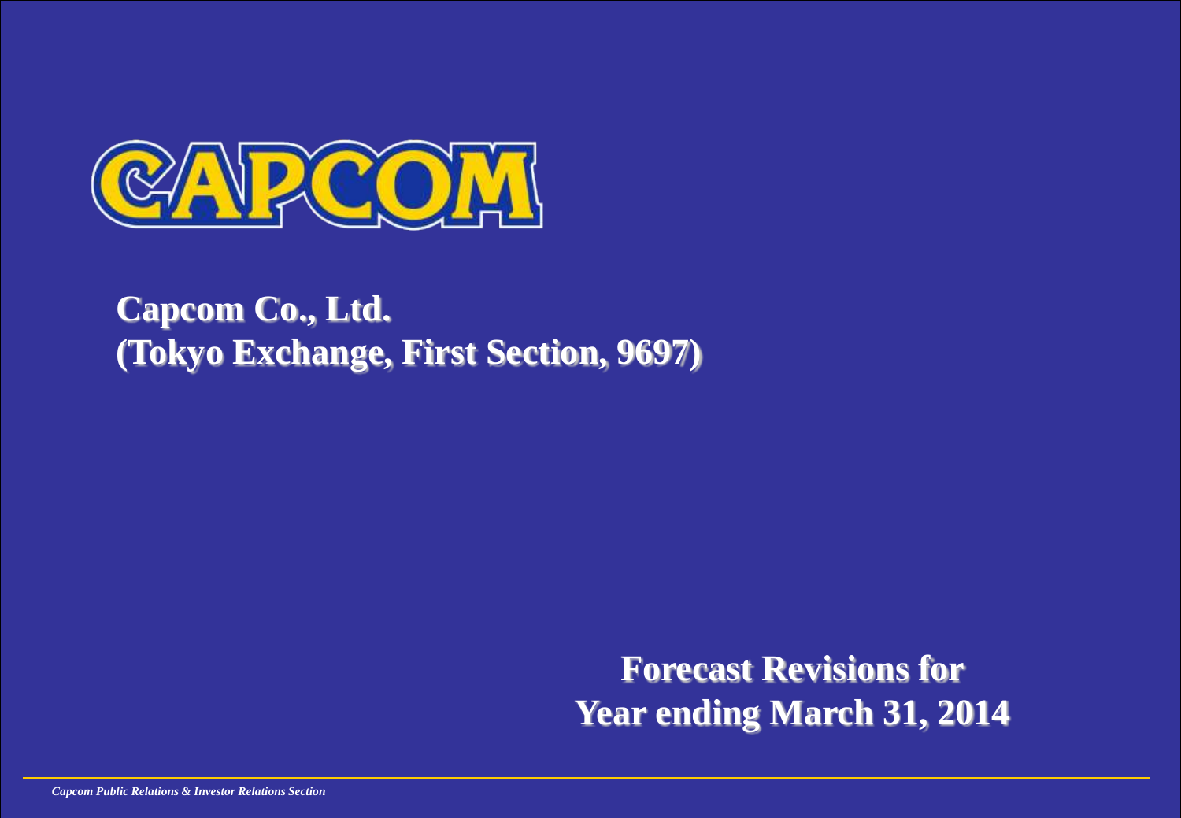CAPCOM

**Capcom Co., Ltd.**
**(Tokyo Exchange, First Section, 9697)**

# Forecast Revisions for Year ending March 31, 2014

*Capcom Public Relations & Investor Relations Section*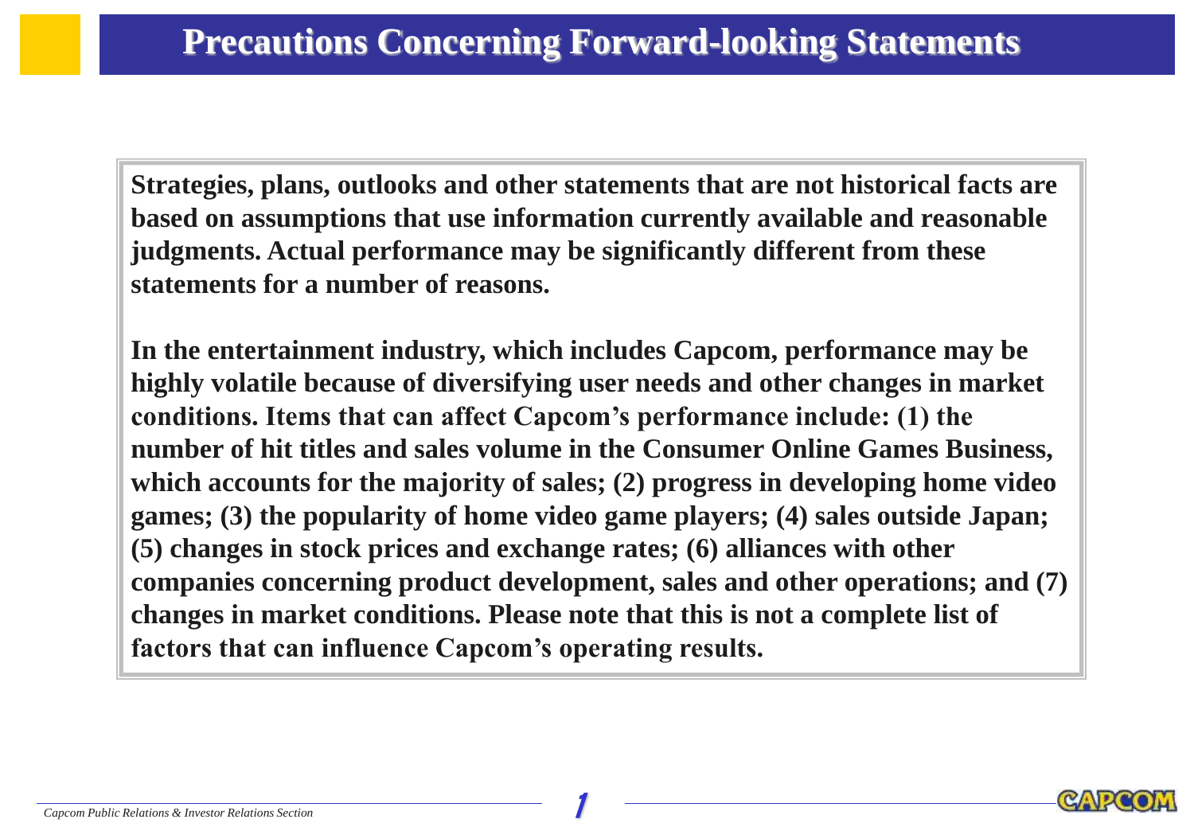# Precautions Concerning Forward-looking Statements

**Strategies, plans, outlooks and other statements that are not historical facts are based on assumptions that use information currently available and reasonable judgments. Actual performance may be significantly different from these statements for a number of reasons.**

**In the entertainment industry, which includes Capcom, performance may be highly volatile because of diversifying user needs and other changes in market conditions. Items that can affect Capcom's performance include: (1) the number of hit titles and sales volume in the Consumer Online Games Business, which accounts for the majority of sales; (2) progress in developing home video games; (3) the popularity of home video game players; (4) sales outside Japan; (5) changes in stock prices and exchange rates; (6) alliances with other companies concerning product development, sales and other operations; and (7) changes in market conditions. Please note that this is not a complete list of factors that can influence Capcom's operating results.**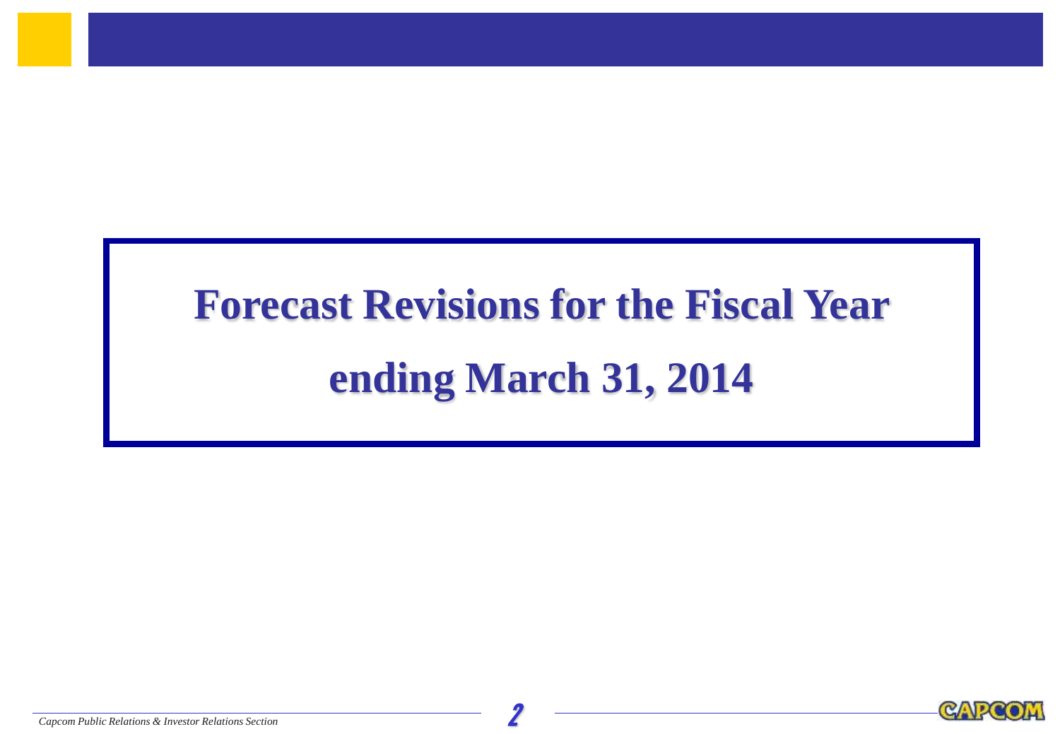# Forecast Revisions for the Fiscal Year ending March 31, 2014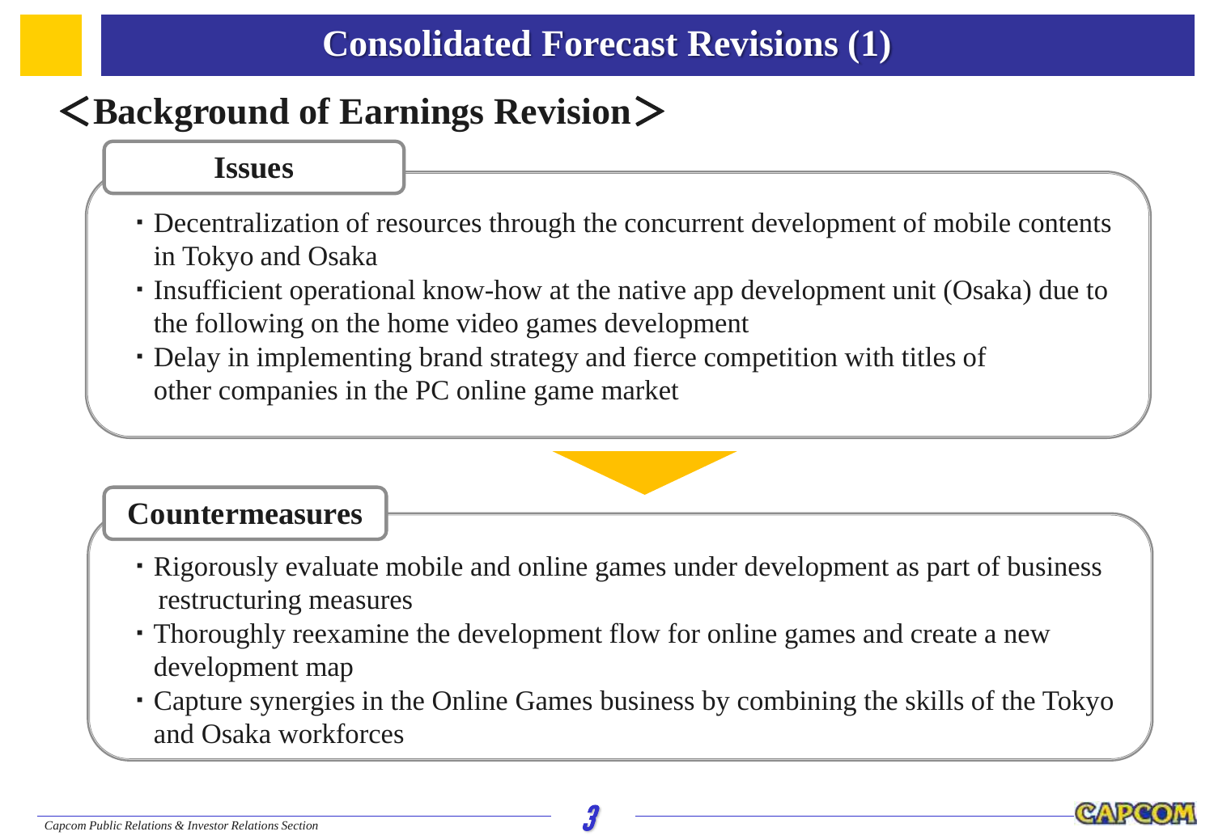# Consolidated Forecast Revisions (1)

## ＜Background of Earnings Revision＞

### Issues

- Decentralization of resources through the concurrent development of mobile contents in Tokyo and Osaka
- Insufficient operational know-how at the native app development unit (Osaka) due to the following on the home video games development
- Delay in implementing brand strategy and fierce competition with titles of other companies in the PC online game market

### Countermeasures

- Rigorously evaluate mobile and online games under development as part of business restructuring measures
- Thoroughly reexamine the development flow for online games and create a new development map
- Capture synergies in the Online Games business by combining the skills of the Tokyo and Osaka workforces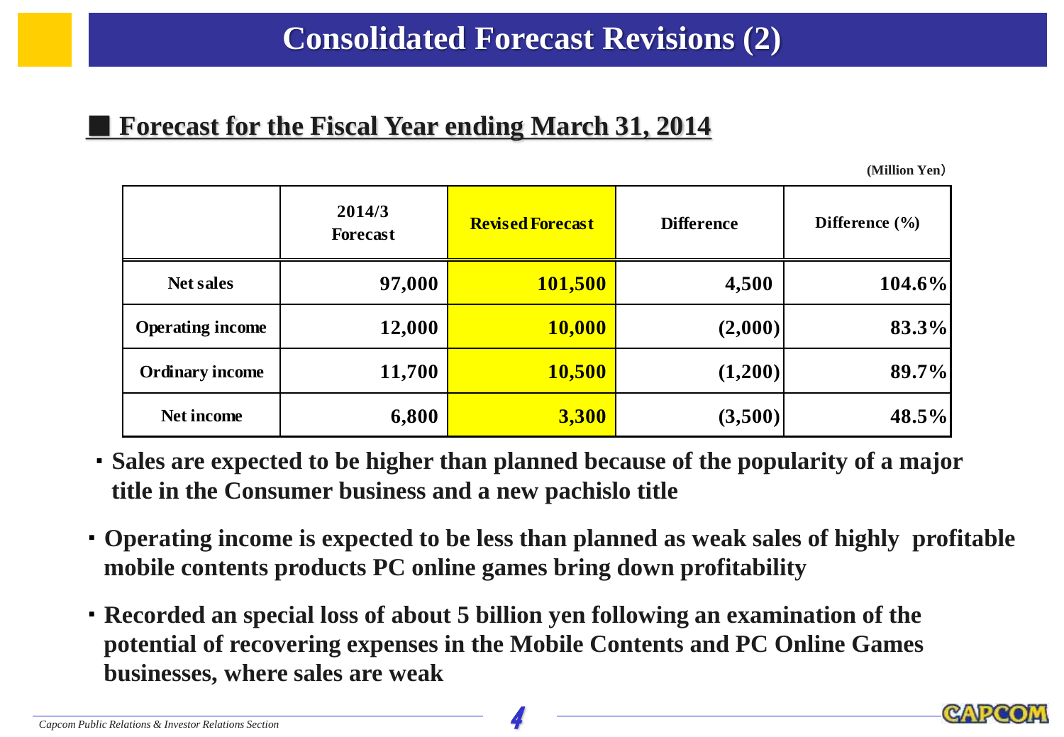# Consolidated Forecast Revisions (2)

## ■ Forecast for the Fiscal Year ending March 31, 2014

(Million Yen)

| | 2014/3 Forecast | Revised Forecast | Difference | Difference (%) |
|---|---|---|---|---|
| Net sales | 97,000 | 101,500 | 4,500 | 104.6% |
| Operating income | 12,000 | 10,000 | (2,000) | 83.3% |
| Ordinary income | 11,700 | 10,500 | (1,200) | 89.7% |
| Net income | 6,800 | 3,300 | (3,500) | 48.5% |

- **Sales are expected to be higher than planned because of the popularity of a major title in the Consumer business and a new pachislo title**
- **Operating income is expected to be less than planned as weak sales of highly profitable mobile contents products PC online games bring down profitability**
- **Recorded an special loss of about 5 billion yen following an examination of the potential of recovering expenses in the Mobile Contents and PC Online Games businesses, where sales are weak**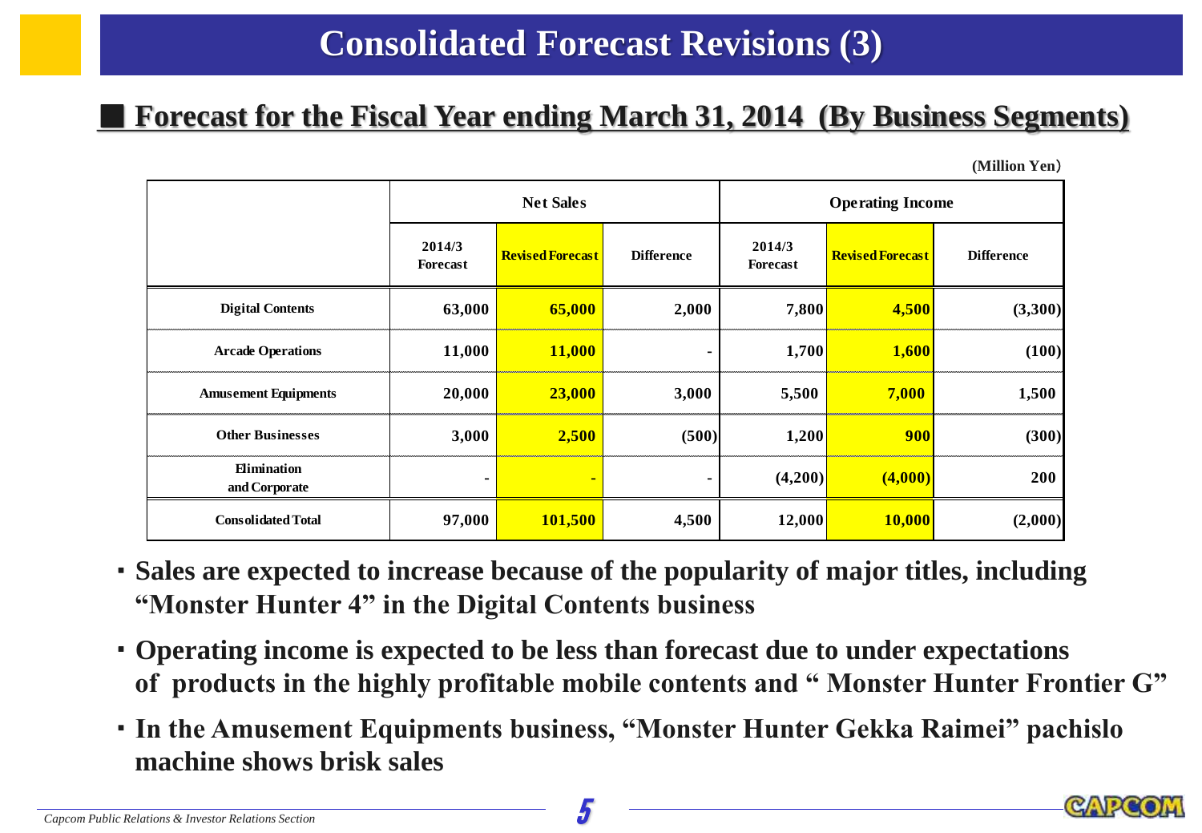# Consolidated Forecast Revisions (3)

## ■ Forecast for the Fiscal Year ending March 31, 2014 (By Business Segments)

(Million Yen)

| | Net Sales | | | Operating Income | | |
|---|---|---|---|---|---|---|
| | 2014/3 Forecast | Revised Forecast | Difference | 2014/3 Forecast | Revised Forecast | Difference |
| Digital Contents | 63,000 | 65,000 | 2,000 | 7,800 | 4,500 | (3,300) |
| Arcade Operations | 11,000 | 11,000 | - | 1,700 | 1,600 | (100) |
| Amusement Equipments | 20,000 | 23,000 | 3,000 | 5,500 | 7,000 | 1,500 |
| Other Businesses | 3,000 | 2,500 | (500) | 1,200 | 900 | (300) |
| Elimination and Corporate | - | - | - | (4,200) | (4,000) | 200 |
| Consolidated Total | 97,000 | 101,500 | 4,500 | 12,000 | 10,000 | (2,000) |

- **Sales are expected to increase because of the popularity of major titles, including "Monster Hunter 4" in the Digital Contents business**
- **Operating income is expected to be less than forecast due to under expectations of products in the highly profitable mobile contents and " Monster Hunter Frontier G"**
- **In the Amusement Equipments business, "Monster Hunter Gekka Raimei" pachislo machine shows brisk sales**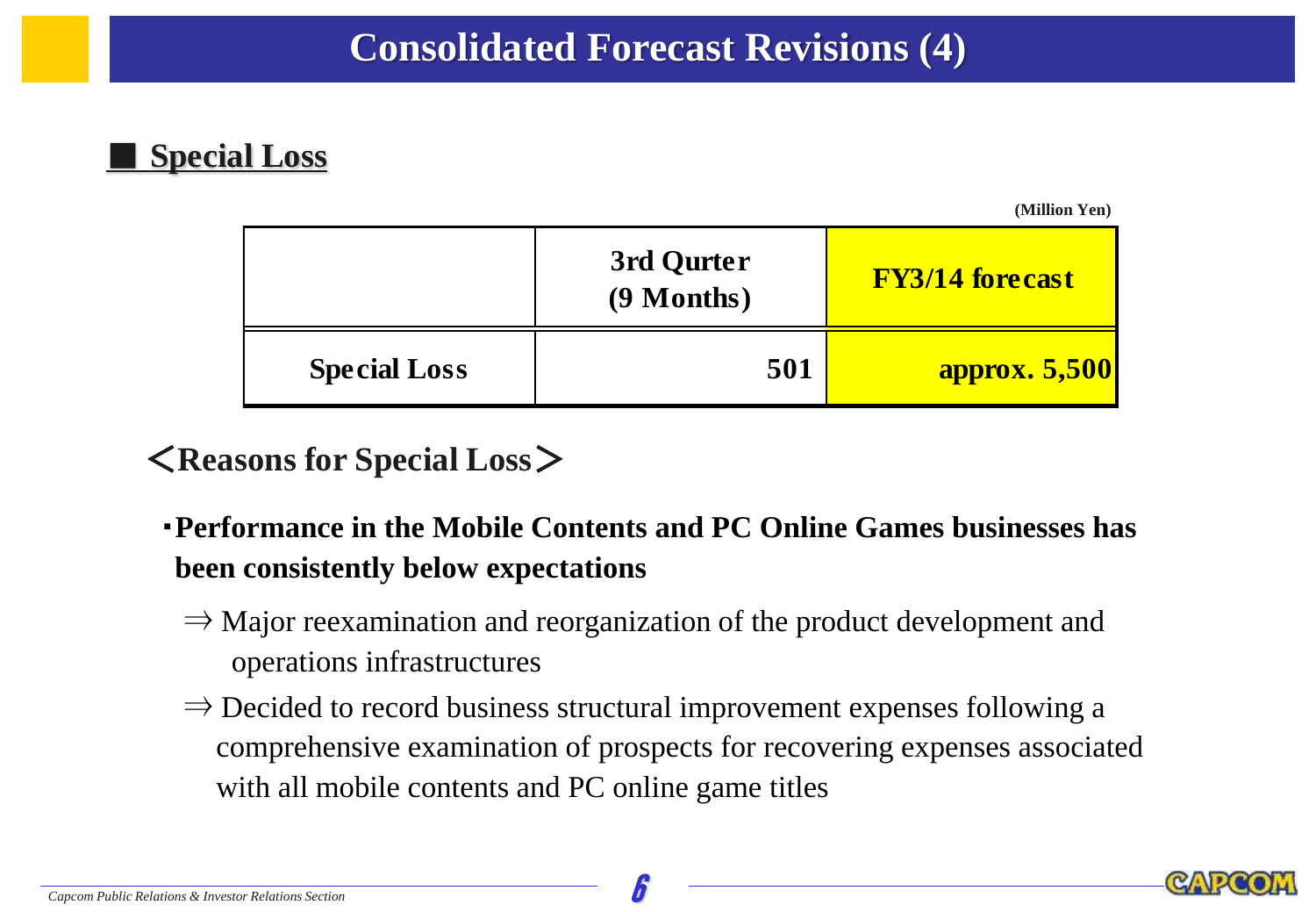# Consolidated Forecast Revisions (4)

## ■ Special Loss

(Million Yen)

| | 3rd Qurter (9 Months) | FY3/14 forecast |
|---|---|---|
| Special Loss | 501 | approx. 5,500 |

**＜Reasons for Special Loss＞**

- **Performance in the Mobile Contents and PC Online Games businesses has been consistently below expectations**

  ⇒ Major reexamination and reorganization of the product development and operations infrastructures

  ⇒ Decided to record business structural improvement expenses following a comprehensive examination of prospects for recovering expenses associated with all mobile contents and PC online game titles

*Capcom Public Relations & Investor Relations Section*